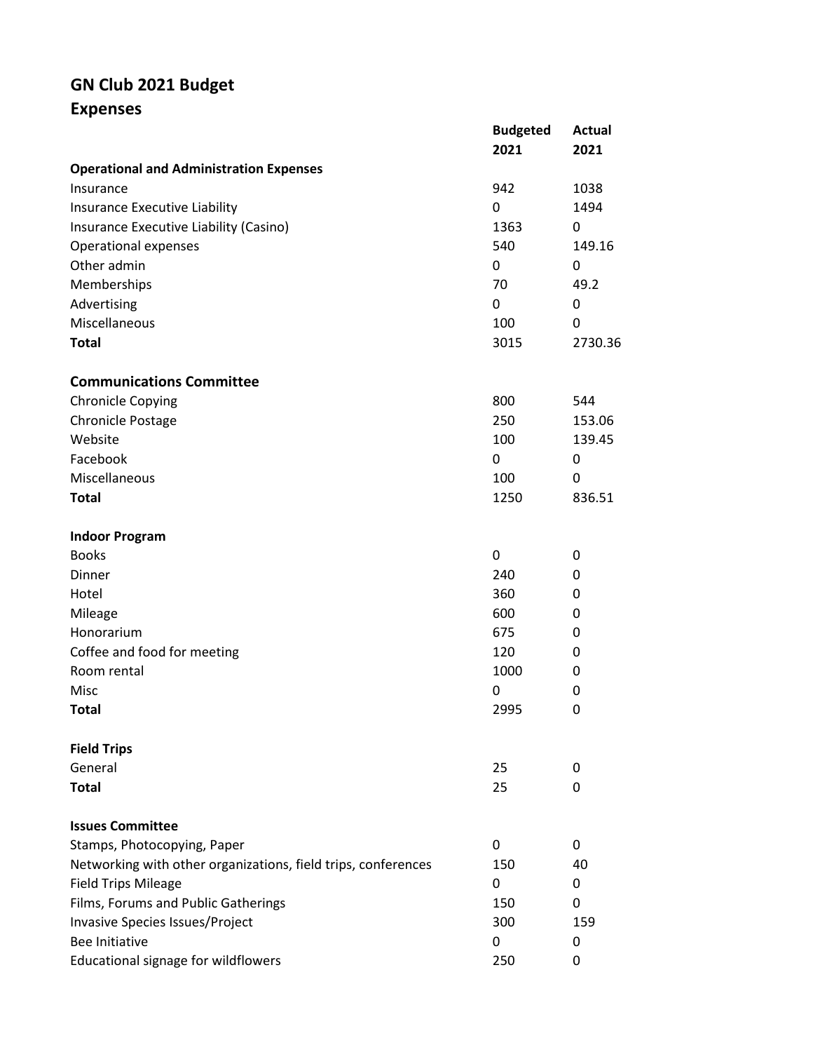# GN Club 2021 Budget

## Expenses

| | Budgeted 2021 | Actual 2021 |
|---|---|---|
| **Operational and Administration Expenses** | | |
| Insurance | 942 | 1038 |
| Insurance Executive Liability | 0 | 1494 |
| Insurance Executive Liability (Casino) | 1363 | 0 |
| Operational expenses | 540 | 149.16 |
| Other admin | 0 | 0 |
| Memberships | 70 | 49.2 |
| Advertising | 0 | 0 |
| Miscellaneous | 100 | 0 |
| **Total** | 3015 | 2730.36 |
| | | |
| **Communications Committee** | | |
| Chronicle Copying | 800 | 544 |
| Chronicle Postage | 250 | 153.06 |
| Website | 100 | 139.45 |
| Facebook | 0 | 0 |
| Miscellaneous | 100 | 0 |
| **Total** | 1250 | 836.51 |
| | | |
| **Indoor Program** | | |
| Books | 0 | 0 |
| Dinner | 240 | 0 |
| Hotel | 360 | 0 |
| Mileage | 600 | 0 |
| Honorarium | 675 | 0 |
| Coffee and food for meeting | 120 | 0 |
| Room rental | 1000 | 0 |
| Misc | 0 | 0 |
| **Total** | 2995 | 0 |
| | | |
| **Field Trips** | | |
| General | 25 | 0 |
| **Total** | 25 | 0 |
| | | |
| **Issues Committee** | | |
| Stamps, Photocopying, Paper | 0 | 0 |
| Networking with other organizations, field trips, conferences | 150 | 40 |
| Field Trips Mileage | 0 | 0 |
| Films, Forums and Public Gatherings | 150 | 0 |
| Invasive Species Issues/Project | 300 | 159 |
| Bee Initiative | 0 | 0 |
| Educational signage for wildflowers | 250 | 0 |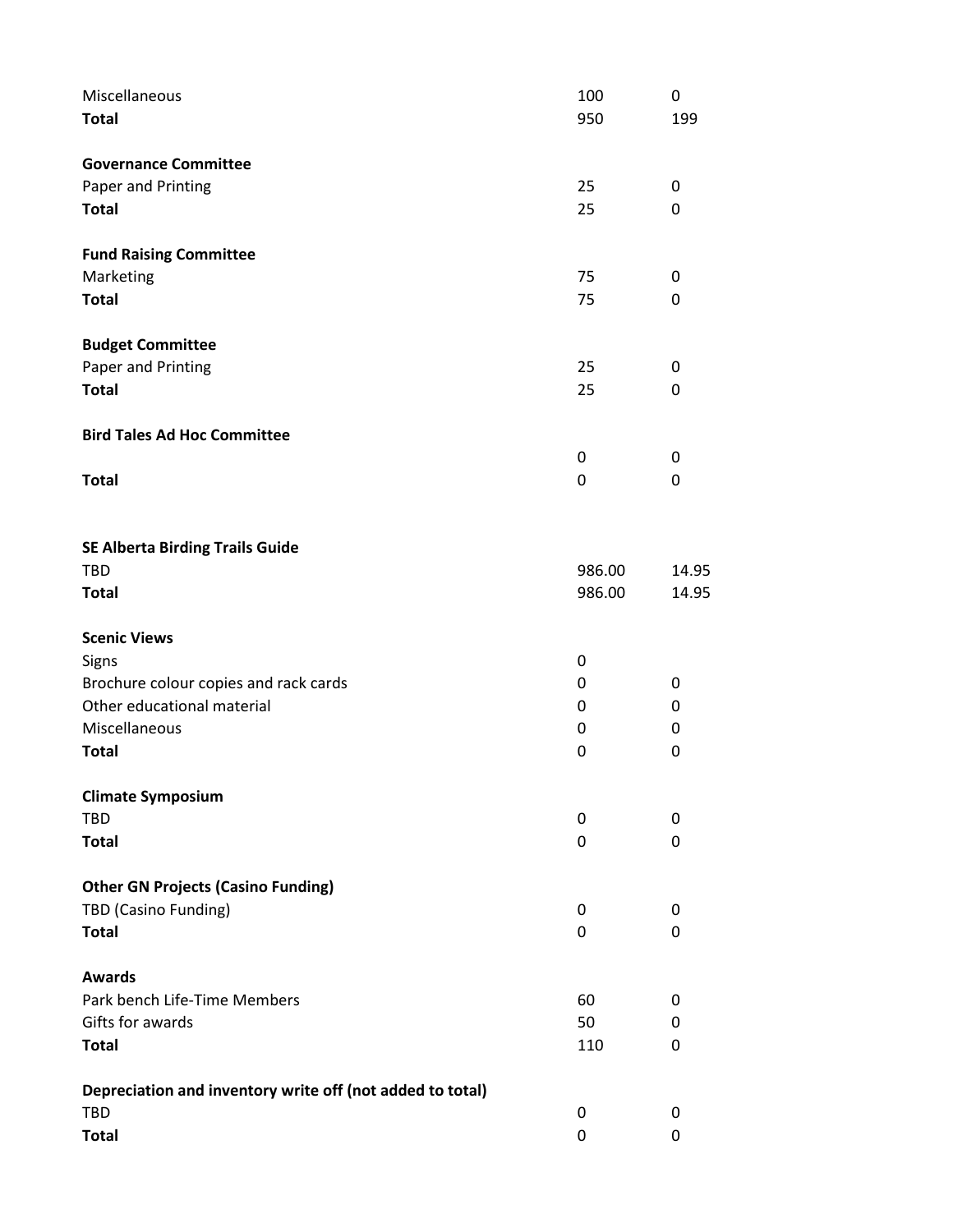| | | |
|---|---|---|
| Miscellaneous | 100 | 0 |
| **Total** | 950 | 199 |
| | | |
| **Governance Committee** | | |
| Paper and Printing | 25 | 0 |
| **Total** | 25 | 0 |
| | | |
| **Fund Raising Committee** | | |
| Marketing | 75 | 0 |
| **Total** | 75 | 0 |
| | | |
| **Budget Committee** | | |
| Paper and Printing | 25 | 0 |
| **Total** | 25 | 0 |
| | | |
| **Bird Tales Ad Hoc Committee** | | |
| | 0 | 0 |
| **Total** | 0 | 0 |
| | | |
| **SE Alberta Birding Trails Guide** | | |
| TBD | 986.00 | 14.95 |
| **Total** | 986.00 | 14.95 |
| | | |
| **Scenic Views** | | |
| Signs | 0 | |
| Brochure colour copies and rack cards | 0 | 0 |
| Other educational material | 0 | 0 |
| Miscellaneous | 0 | 0 |
| **Total** | 0 | 0 |
| | | |
| **Climate Symposium** | | |
| TBD | 0 | 0 |
| **Total** | 0 | 0 |
| | | |
| **Other GN Projects (Casino Funding)** | | |
| TBD (Casino Funding) | 0 | 0 |
| **Total** | 0 | 0 |
| | | |
| **Awards** | | |
| Park bench Life-Time Members | 60 | 0 |
| Gifts for awards | 50 | 0 |
| **Total** | 110 | 0 |
| | | |
| **Depreciation and inventory write off (not added to total)** | | |
| TBD | 0 | 0 |
| **Total** | 0 | 0 |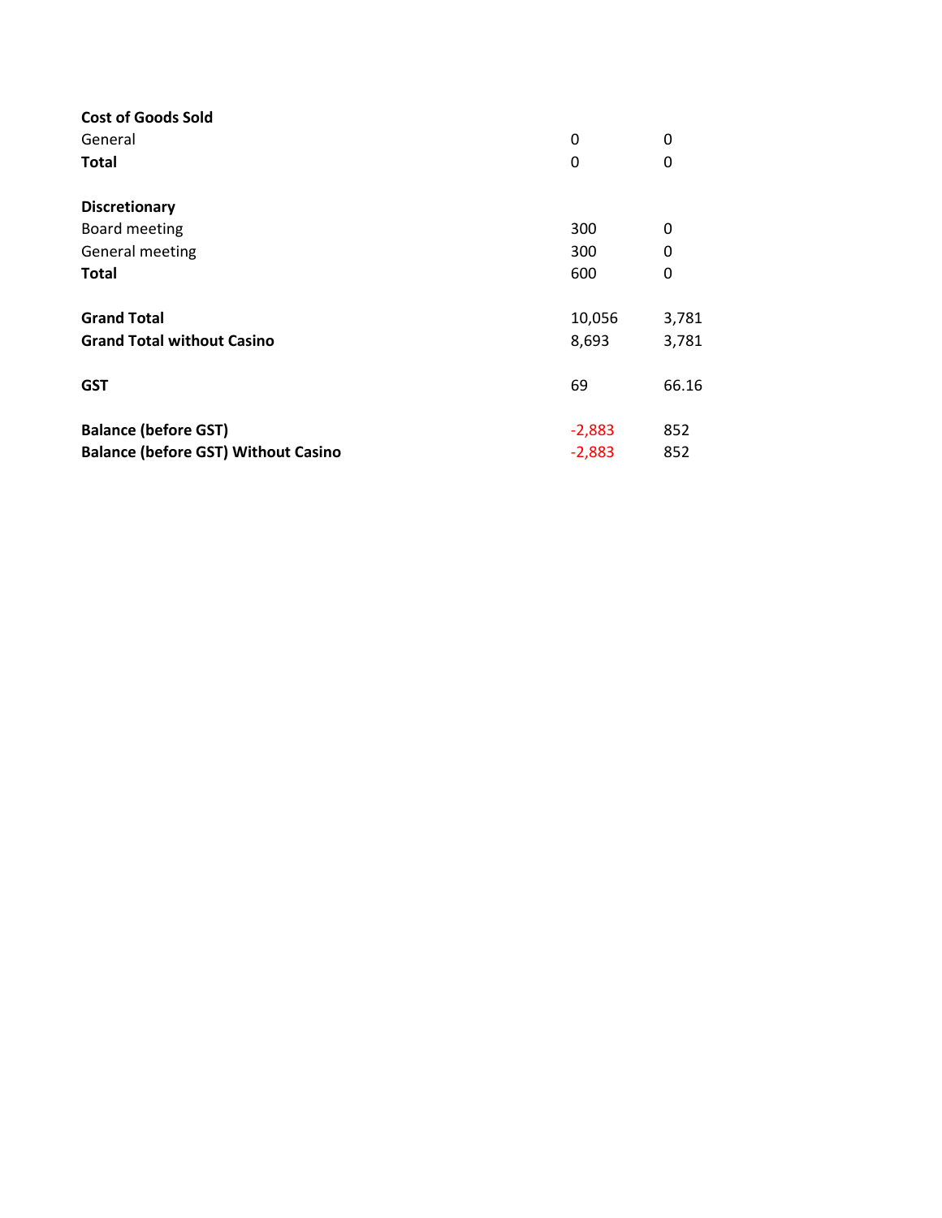| | | |
|---|---|---|
| **Cost of Goods Sold** | | |
| General | 0 | 0 |
| **Total** | 0 | 0 |
| | | |
| **Discretionary** | | |
| Board meeting | 300 | 0 |
| General meeting | 300 | 0 |
| **Total** | 600 | 0 |
| | | |
| **Grand Total** | 10,056 | 3,781 |
| **Grand Total without Casino** | 8,693 | 3,781 |
| | | |
| **GST** | 69 | 66.16 |
| | | |
| **Balance (before GST)** | -2,883 | 852 |
| **Balance (before GST) Without Casino** | -2,883 | 852 |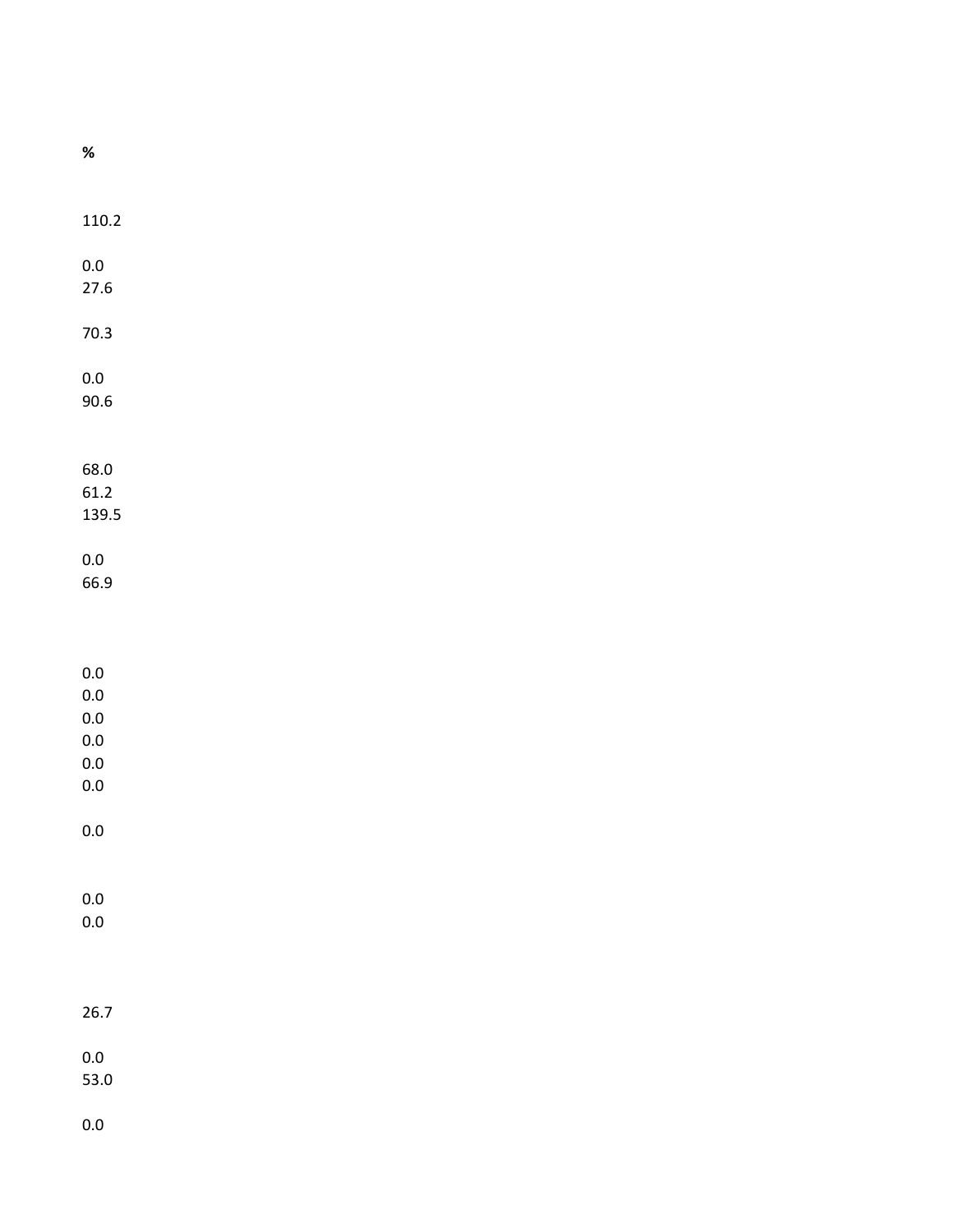%

110.2

0.0
27.6

70.3

0.0
90.6

68.0
61.2
139.5

0.0
66.9

0.0
0.0
0.0
0.0
0.0
0.0

0.0

0.0
0.0

26.7

0.0
53.0

0.0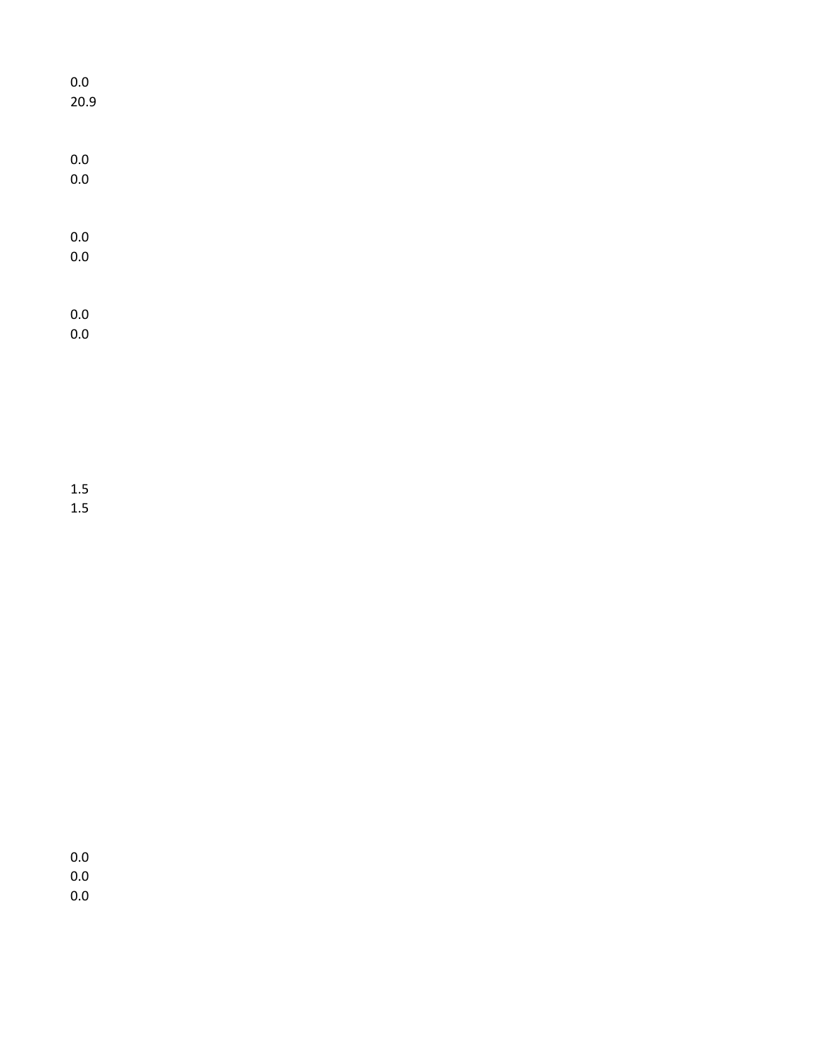0.0
20.9

0.0
0.0

0.0
0.0

0.0
0.0

1.5
1.5

0.0
0.0
0.0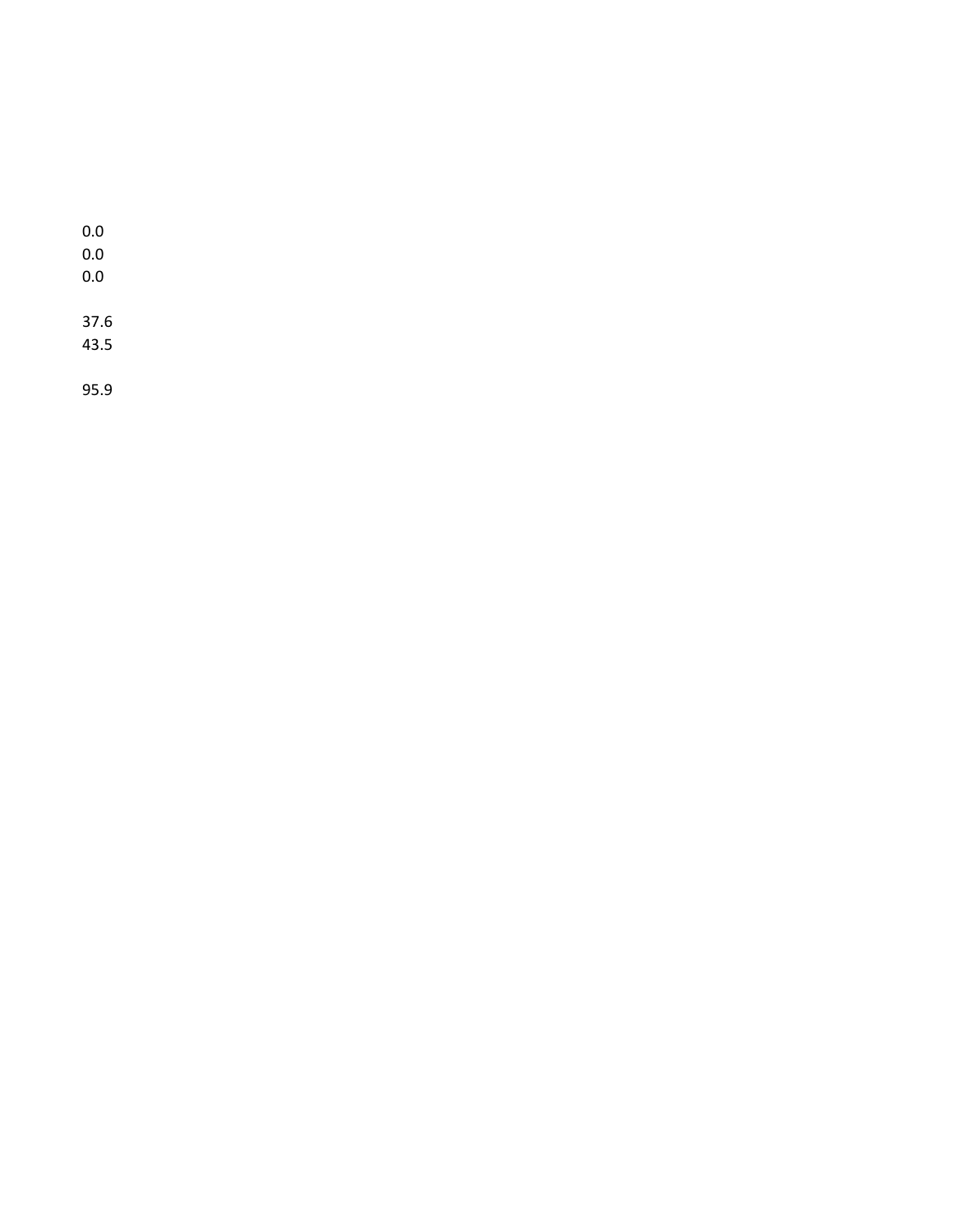0.0
0.0
0.0

37.6
43.5

95.9